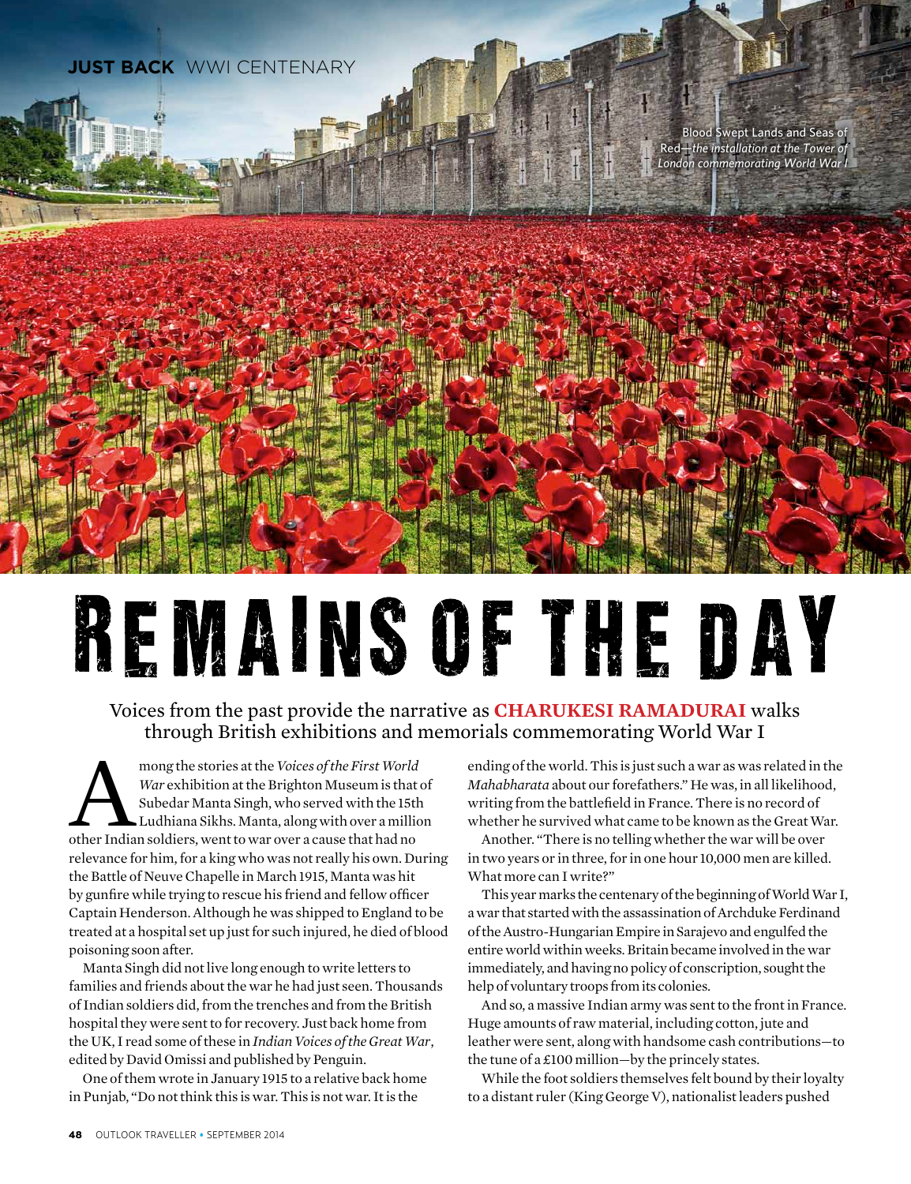JUST BACK WWI CENTENARY

Blood Swept Lands and Seas of Red—*the installation at the Tower of London commemorating World War I*

# REMAINS OF THE DAY

Voices from the past provide the narrative as **CHARUKESI RAMADURAI** walks through British exhibitions and memorials commemorating World War I

Among the stories at the *Voices of the First World War* exhibition at the Brighton Museum is that of Subedar Manta Singh, who served with the 15th Ludhiana Sikhs. Manta, along with over a million other Indian soldiers, went to war over a cause that had no relevance for him, for a king who was not really his own. During the Battle of Neuve Chapelle in March 1915, Manta was hit by gunfire while trying to rescue his friend and fellow officer Captain Henderson. Although he was shipped to England to be treated at a hospital set up just for such injured, he died of blood poisoning soon after.

Manta Singh did not live long enough to write letters to families and friends about the war he had just seen. Thousands of Indian soldiers did, from the trenches and from the British hospital they were sent to for recovery. Just back home from the UK, I read some of these in *Indian Voices of the Great War*, edited by David Omissi and published by Penguin.

One of them wrote in January 1915 to a relative back home in Punjab, "Do not think this is war. This is not war. It is the ending of the world. This is just such a war as was related in the *Mahabharata* about our forefathers." He was, in all likelihood, writing from the battlefield in France. There is no record of whether he survived what came to be known as the Great War.

Another. "There is no telling whether the war will be over in two years or in three, for in one hour 10,000 men are killed. What more can I write?"

This year marks the centenary of the beginning of World War I, a war that started with the assassination of Archduke Ferdinand of the Austro-Hungarian Empire in Sarajevo and engulfed the entire world within weeks. Britain became involved in the war immediately, and having no policy of conscription, sought the help of voluntary troops from its colonies.

And so, a massive Indian army was sent to the front in France. Huge amounts of raw material, including cotton, jute and leather were sent, along with handsome cash contributions—to the tune of a £100 million—by the princely states.

While the foot soldiers themselves felt bound by their loyalty to a distant ruler (King George V), nationalist leaders pushed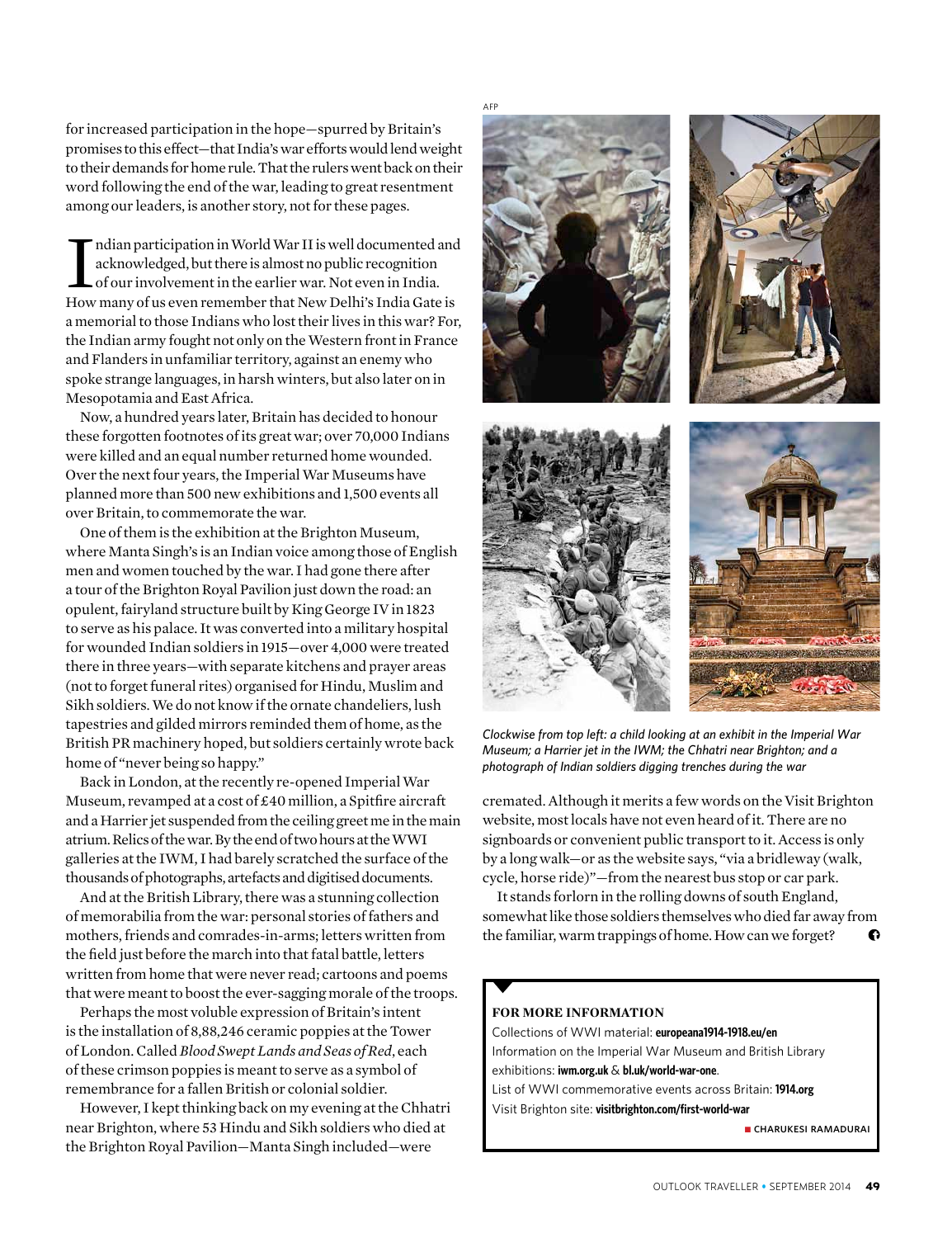for increased participation in the hope—spurred by Britain's promises to this effect—that India's war efforts would lend weight to their demands for home rule. That the rulers went back on their word following the end of the war, leading to great resentment among our leaders, is another story, not for these pages.

Indian participation in World War II is well documented and acknowledged, but there is almost no public recognition of our involvement in the earlier war. Not even in India. How many of us even remember that New Delhi's India Gate is a memorial to those Indians who lost their lives in this war? For, the Indian army fought not only on the Western front in France and Flanders in unfamiliar territory, against an enemy who spoke strange languages, in harsh winters, but also later on in Mesopotamia and East Africa.

Now, a hundred years later, Britain has decided to honour these forgotten footnotes of its great war; over 70,000 Indians were killed and an equal number returned home wounded. Over the next four years, the Imperial War Museums have planned more than 500 new exhibitions and 1,500 events all over Britain, to commemorate the war.

One of them is the exhibition at the Brighton Museum, where Manta Singh's is an Indian voice among those of English men and women touched by the war. I had gone there after a tour of the Brighton Royal Pavilion just down the road: an opulent, fairyland structure built by King George IV in 1823 to serve as his palace. It was converted into a military hospital for wounded Indian soldiers in 1915—over 4,000 were treated there in three years—with separate kitchens and prayer areas (not to forget funeral rites) organised for Hindu, Muslim and Sikh soldiers. We do not know if the ornate chandeliers, lush tapestries and gilded mirrors reminded them of home, as the British PR machinery hoped, but soldiers certainly wrote back home of "never being so happy."

Back in London, at the recently re-opened Imperial War Museum, revamped at a cost of £40 million, a Spitfire aircraft and a Harrier jet suspended from the ceiling greet me in the main atrium. Relics of the war. By the end of two hours at the WWI galleries at the IWM, I had barely scratched the surface of the thousands of photographs, artefacts and digitised documents.

And at the British Library, there was a stunning collection of memorabilia from the war: personal stories of fathers and mothers, friends and comrades-in-arms; letters written from the field just before the march into that fatal battle, letters written from home that were never read; cartoons and poems that were meant to boost the ever-sagging morale of the troops.

Perhaps the most voluble expression of Britain's intent is the installation of 8,88,246 ceramic poppies at the Tower of London. Called *Blood Swept Lands and Seas of Red*, each of these crimson poppies is meant to serve as a symbol of remembrance for a fallen British or colonial soldier.

However, I kept thinking back on my evening at the Chhatri near Brighton, where 53 Hindu and Sikh soldiers who died at the Brighton Royal Pavilion—Manta Singh included—were cremated. Although it merits a few words on the Visit Brighton website, most locals have not even heard of it. There are no signboards or convenient public transport to it. Access is only by a long walk—or as the website says, "via a bridleway (walk, cycle, horse ride)"—from the nearest bus stop or car park.

It stands forlorn in the rolling downs of south England, somewhat like those soldiers themselves who died far away from the familiar, warm trappings of home. How can we forget?

AFP

*Clockwise from top left: a child looking at an exhibit in the Imperial War Museum; a Harrier jet in the IWM; the Chhatri near Brighton; and a photograph of Indian soldiers digging trenches during the war*

**FOR MORE INFORMATION**

Collections of WWI material: **europeana1914-1918.eu/en**
Information on the Imperial War Museum and British Library exhibitions: **iwm.org.uk** & **bl.uk/world-war-one**.
List of WWI commemorative events across Britain: **1914.org**
Visit Brighton site: **visitbrighton.com/first-world-war**

CHARUKESI RAMADURAI